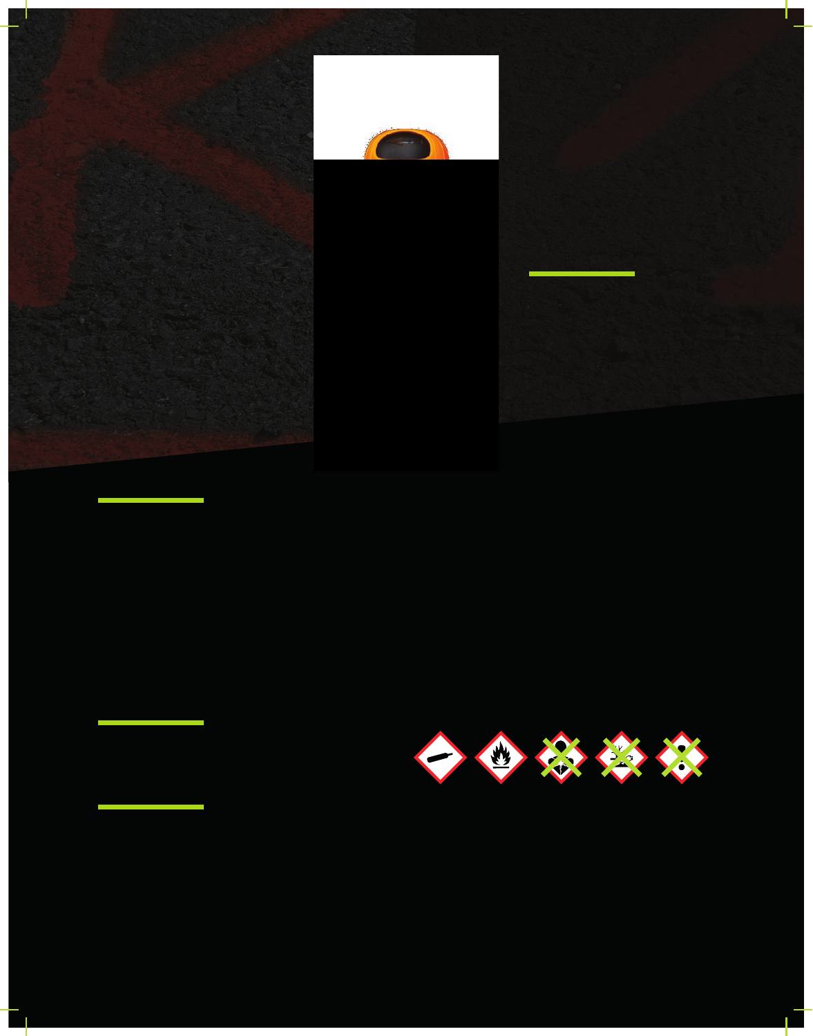

THE ONLY PAINT THAT DOES NOT CONTAIN ENVIRONMENT CARCINOGENIC, MUTAGENIC, OR TOXIC **COMPONENTS FOR REPRODUCTION** 

PAINTS THAT RESPECT MEN AND THE

100% USAGE GUARANTEE, NO WASTE

# $\check{Z}$  c F }  $\check{Z}$  ) e c % { e % } c % } % , e 8 ) % Se N B E (US ED UP TO -15 °C

- The only locking cap
- A particularl y robust safety cap (a full aerosol dropped from a height of 1.50m will remain intact)
- . No contact with the paint

 $k c X 4 - \{F \text{ % } k : \text{ } e a \text{ }, \text{ } a \text{ if } k = 1, 2, \ldots \}$ 

7 COLOURS AVAILABLE

**VERY BRIGHT MARKING AND COVERING CAPACITY IN A SINGLE PASS, HIGHLY FLUORESCENT**